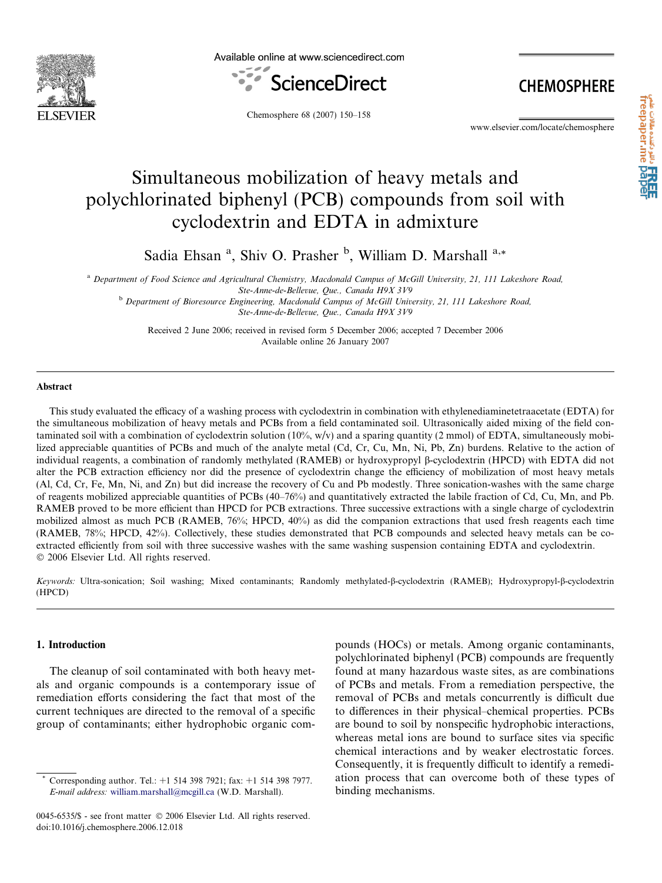# Simultaneous mobilization of heavy metals and polychlorinated biphenyl (PCB) compounds from soil with cyclodextrin and EDTA in admixture

Sadia Ehsan [a], Shiv O. Prasher [b], William D. Marshall [a,*]

[a] *Department of Food Science and Agricultural Chemistry, Macdonald Campus of McGill University, 21, 111 Lakeshore Road, Ste-Anne-de-Bellevue, Que., Canada H9X 3V9*

[b] *Department of Bioresource Engineering, Macdonald Campus of McGill University, 21, 111 Lakeshore Road, Ste-Anne-de-Bellevue, Que., Canada H9X 3V9*

Received 2 June 2006; received in revised form 5 December 2006; accepted 7 December 2006
Available online 26 January 2007

## Abstract

This study evaluated the efficacy of a washing process with cyclodextrin in combination with ethylenediaminetetraacetate (EDTA) for the simultaneous mobilization of heavy metals and PCBs from a field contaminated soil. Ultrasonically aided mixing of the field contaminated soil with a combination of cyclodextrin solution (10%, w/v) and a sparing quantity (2 mmol) of EDTA, simultaneously mobilized appreciable quantities of PCBs and much of the analyte metal (Cd, Cr, Cu, Mn, Ni, Pb, Zn) burdens. Relative to the action of individual reagents, a combination of randomly methylated (RAMEB) or hydroxypropyl β-cyclodextrin (HPCD) with EDTA did not alter the PCB extraction efficiency nor did the presence of cyclodextrin change the efficiency of mobilization of most heavy metals (Al, Cd, Cr, Fe, Mn, Ni, and Zn) but did increase the recovery of Cu and Pb modestly. Three sonication-washes with the same charge of reagents mobilized appreciable quantities of PCBs (40–76%) and quantitatively extracted the labile fraction of Cd, Cu, Mn, and Pb. RAMEB proved to be more efficient than HPCD for PCB extractions. Three successive extractions with a single charge of cyclodextrin mobilized almost as much PCB (RAMEB, 76%; HPCD, 40%) as did the companion extractions that used fresh reagents each time (RAMEB, 78%; HPCD, 42%). Collectively, these studies demonstrated that PCB compounds and selected heavy metals can be co-extracted efficiently from soil with three successive washes with the same washing suspension containing EDTA and cyclodextrin.
© 2006 Elsevier Ltd. All rights reserved.

*Keywords:* Ultra-sonication; Soil washing; Mixed contaminants; Randomly methylated-β-cyclodextrin (RAMEB); Hydroxypropyl-β-cyclodextrin (HPCD)

## 1. Introduction

The cleanup of soil contaminated with both heavy metals and organic compounds is a contemporary issue of remediation efforts considering the fact that most of the current techniques are directed to the removal of a specific group of contaminants; either hydrophobic organic compounds (HOCs) or metals. Among organic contaminants, polychlorinated biphenyl (PCB) compounds are frequently found at many hazardous waste sites, as are combinations of PCBs and metals. From a remediation perspective, the removal of PCBs and metals concurrently is difficult due to differences in their physical–chemical properties. PCBs are bound to soil by nonspecific hydrophobic interactions, whereas metal ions are bound to surface sites via specific chemical interactions and by weaker electrostatic forces. Consequently, it is frequently difficult to identify a remediation process that can overcome both of these types of binding mechanisms.

* Corresponding author. Tel.: +1 514 398 7921; fax: +1 514 398 7977.
*E-mail address:* william.marshall@mcgill.ca (W.D. Marshall).

0045-6535/$ - see front matter © 2006 Elsevier Ltd. All rights reserved.
doi:10.1016/j.chemosphere.2006.12.018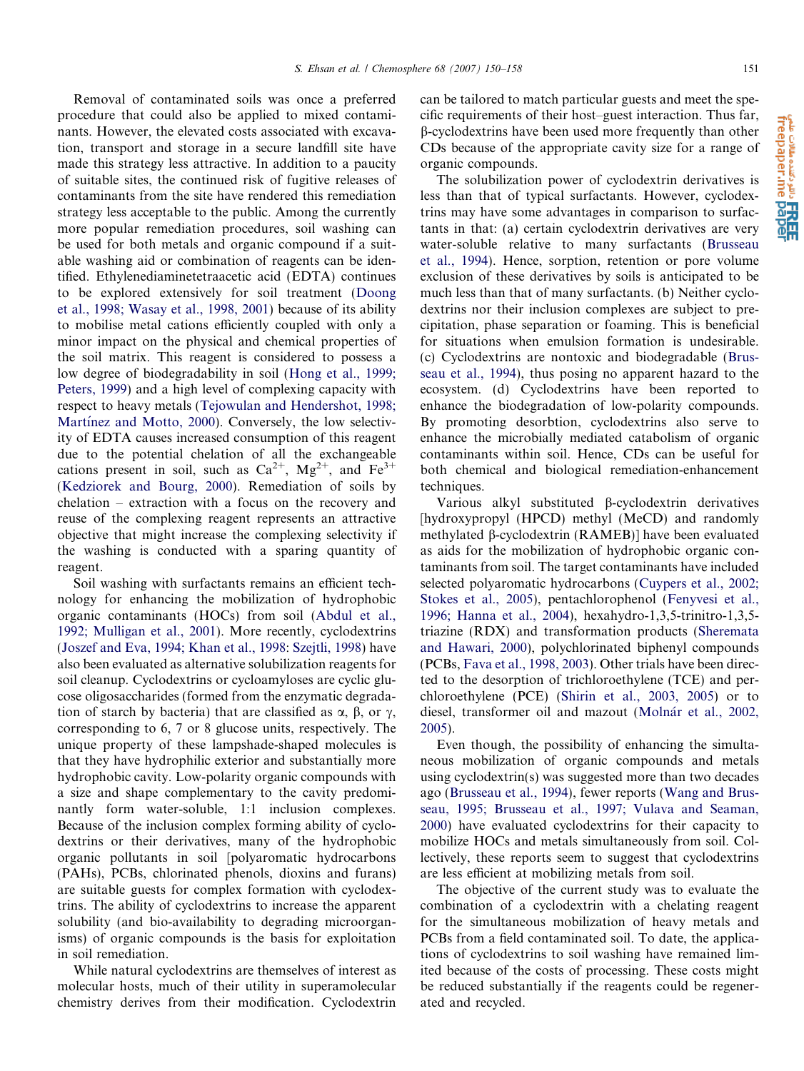Removal of contaminated soils was once a preferred procedure that could also be applied to mixed contaminants. However, the elevated costs associated with excavation, transport and storage in a secure landfill site have made this strategy less attractive. In addition to a paucity of suitable sites, the continued risk of fugitive releases of contaminants from the site have rendered this remediation strategy less acceptable to the public. Among the currently more popular remediation procedures, soil washing can be used for both metals and organic compound if a suitable washing aid or combination of reagents can be identified. Ethylenediaminetetraacetic acid (EDTA) continues to be explored extensively for soil treatment (Doong et al., 1998; Wasay et al., 1998, 2001) because of its ability to mobilise metal cations efficiently coupled with only a minor impact on the physical and chemical properties of the soil matrix. This reagent is considered to possess a low degree of biodegradability in soil (Hong et al., 1999; Peters, 1999) and a high level of complexing capacity with respect to heavy metals (Tejowulan and Hendershot, 1998; Martínez and Motto, 2000). Conversely, the low selectivity of EDTA causes increased consumption of this reagent due to the potential chelation of all the exchangeable cations present in soil, such as $Ca^{2+}$, $Mg^{2+}$, and $Fe^{3+}$ (Kedziorek and Bourg, 2000). Remediation of soils by chelation – extraction with a focus on the recovery and reuse of the complexing reagent represents an attractive objective that might increase the complexing selectivity if the washing is conducted with a sparing quantity of reagent.

Soil washing with surfactants remains an efficient technology for enhancing the mobilization of hydrophobic organic contaminants (HOCs) from soil (Abdul et al., 1992; Mulligan et al., 2001). More recently, cyclodextrins (Joszef and Eva, 1994; Khan et al., 1998: Szejtli, 1998) have also been evaluated as alternative solubilization reagents for soil cleanup. Cyclodextrins or cycloamyloses are cyclic glucose oligosaccharides (formed from the enzymatic degradation of starch by bacteria) that are classified as α, β, or γ, corresponding to 6, 7 or 8 glucose units, respectively. The unique property of these lampshade-shaped molecules is that they have hydrophilic exterior and substantially more hydrophobic cavity. Low-polarity organic compounds with a size and shape complementary to the cavity predominantly form water-soluble, 1:1 inclusion complexes. Because of the inclusion complex forming ability of cyclodextrins or their derivatives, many of the hydrophobic organic pollutants in soil [polyaromatic hydrocarbons (PAHs), PCBs, chlorinated phenols, dioxins and furans) are suitable guests for complex formation with cyclodextrins. The ability of cyclodextrins to increase the apparent solubility (and bio-availability to degrading microorganisms) of organic compounds is the basis for exploitation in soil remediation.

While natural cyclodextrins are themselves of interest as molecular hosts, much of their utility in superamolecular chemistry derives from their modification. Cyclodextrin can be tailored to match particular guests and meet the specific requirements of their host–guest interaction. Thus far, β-cyclodextrins have been used more frequently than other CDs because of the appropriate cavity size for a range of organic compounds.

The solubilization power of cyclodextrin derivatives is less than that of typical surfactants. However, cyclodextrins may have some advantages in comparison to surfactants in that: (a) certain cyclodextrin derivatives are very water-soluble relative to many surfactants (Brusseau et al., 1994). Hence, sorption, retention or pore volume exclusion of these derivatives by soils is anticipated to be much less than that of many surfactants. (b) Neither cyclodextrins nor their inclusion complexes are subject to precipitation, phase separation or foaming. This is beneficial for situations when emulsion formation is undesirable. (c) Cyclodextrins are nontoxic and biodegradable (Brusseau et al., 1994), thus posing no apparent hazard to the ecosystem. (d) Cyclodextrins have been reported to enhance the biodegradation of low-polarity compounds. By promoting desorbtion, cyclodextrins also serve to enhance the microbially mediated catabolism of organic contaminants within soil. Hence, CDs can be useful for both chemical and biological remediation-enhancement techniques.

Various alkyl substituted β-cyclodextrin derivatives [hydroxypropyl (HPCD) methyl (MeCD) and randomly methylated β-cyclodextrin (RAMEB)] have been evaluated as aids for the mobilization of hydrophobic organic contaminants from soil. The target contaminants have included selected polyaromatic hydrocarbons (Cuypers et al., 2002; Stokes et al., 2005), pentachlorophenol (Fenyvesi et al., 1996; Hanna et al., 2004), hexahydro-1,3,5-trinitro-1,3,5-triazine (RDX) and transformation products (Sheremata and Hawari, 2000), polychlorinated biphenyl compounds (PCBs, Fava et al., 1998, 2003). Other trials have been directed to the desorption of trichloroethylene (TCE) and perchloroethylene (PCE) (Shirin et al., 2003, 2005) or to diesel, transformer oil and mazout (Molnár et al., 2002, 2005).

Even though, the possibility of enhancing the simultaneous mobilization of organic compounds and metals using cyclodextrin(s) was suggested more than two decades ago (Brusseau et al., 1994), fewer reports (Wang and Brusseau, 1995; Brusseau et al., 1997; Vulava and Seaman, 2000) have evaluated cyclodextrins for their capacity to mobilize HOCs and metals simultaneously from soil. Collectively, these reports seem to suggest that cyclodextrins are less efficient at mobilizing metals from soil.

The objective of the current study was to evaluate the combination of a cyclodextrin with a chelating reagent for the simultaneous mobilization of heavy metals and PCBs from a field contaminated soil. To date, the applications of cyclodextrins to soil washing have remained limited because of the costs of processing. These costs might be reduced substantially if the reagents could be regenerated and recycled.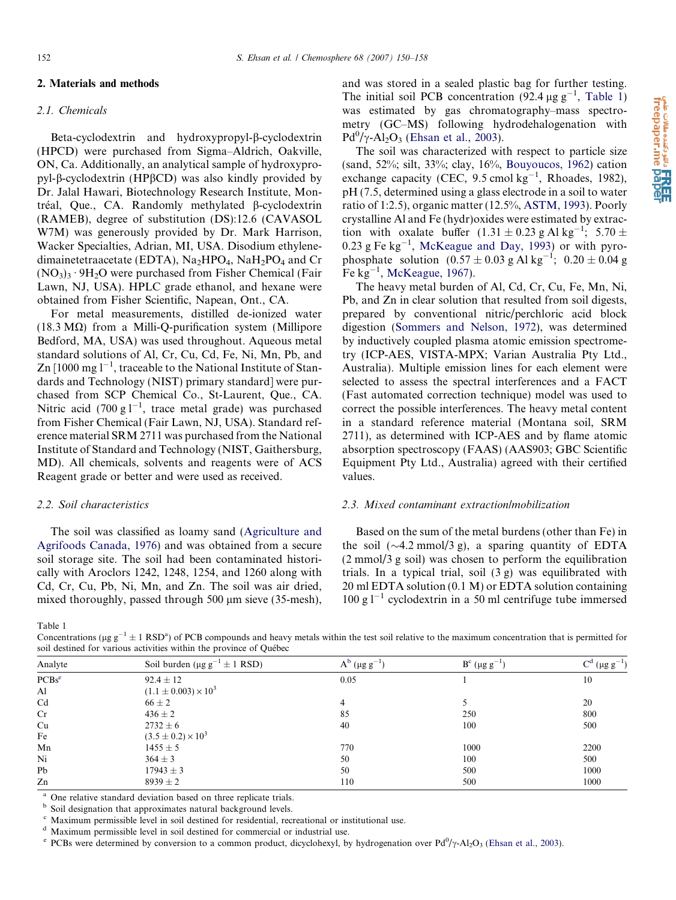## 2. Materials and methods

### 2.1. Chemicals

Beta-cyclodextrin and hydroxypropyl-β-cyclodextrin (HPCD) were purchased from Sigma–Aldrich, Oakville, ON, Ca. Additionally, an analytical sample of hydroxypropyl-β-cyclodextrin (HPβCD) was also kindly provided by Dr. Jalal Hawari, Biotechnology Research Institute, Montréal, Que., CA. Randomly methylated β-cyclodextrin (RAMEB), degree of substitution (DS):12.6 (CAVASOL W7M) was generously provided by Dr. Mark Harrison, Wacker Specialties, Adrian, MI, USA. Disodium ethylenedimainetetraacetate (EDTA), $Na_2HPO_4$, $NaH_2PO_4$ and $Cr(NO_3)_3 \cdot 9H_2O$ were purchased from Fisher Chemical (Fair Lawn, NJ, USA). HPLC grade ethanol, and hexane were obtained from Fisher Scientific, Napean, Ont., CA.

For metal measurements, distilled de-ionized water (18.3 MΩ) from a Milli-Q-purification system (Millipore Bedford, MA, USA) was used throughout. Aqueous metal standard solutions of Al, Cr, Cu, Cd, Fe, Ni, Mn, Pb, and Zn [1000 mg $l^{-1}$, traceable to the National Institute of Standards and Technology (NIST) primary standard] were purchased from SCP Chemical Co., St-Laurent, Que., CA. Nitric acid (700 g $l^{-1}$, trace metal grade) was purchased from Fisher Chemical (Fair Lawn, NJ, USA). Standard reference material SRM 2711 was purchased from the National Institute of Standard and Technology (NIST, Gaithersburg, MD). All chemicals, solvents and reagents were of ACS Reagent grade or better and were used as received.

### 2.2. Soil characteristics

The soil was classified as loamy sand (Agriculture and Agrifoods Canada, 1976) and was obtained from a secure soil storage site. The soil had been contaminated historically with Aroclors 1242, 1248, 1254, and 1260 along with Cd, Cr, Cu, Pb, Ni, Mn, and Zn. The soil was air dried, mixed thoroughly, passed through 500 μm sieve (35-mesh), and was stored in a sealed plastic bag for further testing. The initial soil PCB concentration (92.4 μg $g^{-1}$, Table 1) was estimated by gas chromatography–mass spectrometry (GC–MS) following hydrodehalogenation with $Pd^0/\gamma\text{-}Al_2O_3$ (Ehsan et al., 2003).

The soil was characterized with respect to particle size (sand, 52%; silt, 33%; clay, 16%, Bouyoucos, 1962) cation exchange capacity (CEC, 9.5 cmol $kg^{-1}$, Rhoades, 1982), pH (7.5, determined using a glass electrode in a soil to water ratio of 1:2.5), organic matter (12.5%, ASTM, 1993). Poorly crystalline Al and Fe (hydr)oxides were estimated by extraction with oxalate buffer (1.31 ± 0.23 g Al $kg^{-1}$; 5.70 ± 0.23 g Fe $kg^{-1}$, McKeague and Day, 1993) or with pyrophosphate solution (0.57 ± 0.03 g Al $kg^{-1}$; 0.20 ± 0.04 g Fe $kg^{-1}$, McKeague, 1967).

The heavy metal burden of Al, Cd, Cr, Cu, Fe, Mn, Ni, Pb, and Zn in clear solution that resulted from soil digests, prepared by conventional nitric/perchloric acid block digestion (Sommers and Nelson, 1972), was determined by inductively coupled plasma atomic emission spectrometry (ICP-AES, VISTA-MPX; Varian Australia Pty Ltd., Australia). Multiple emission lines for each element were selected to assess the spectral interferences and a FACT (Fast automated correction technique) model was used to correct the possible interferences. The heavy metal content in a standard reference material (Montana soil, SRM 2711), as determined with ICP-AES and by flame atomic absorption spectroscopy (FAAS) (AAS903; GBC Scientific Equipment Pty Ltd., Australia) agreed with their certified values.

### 2.3. Mixed contaminant extraction/mobilization

Based on the sum of the metal burdens (other than Fe) in the soil (~4.2 mmol/3 g), a sparing quantity of EDTA (2 mmol/3 g soil) was chosen to perform the equilibration trials. In a typical trial, soil (3 g) was equilibrated with 20 ml EDTA solution (0.1 M) or EDTA solution containing 100 g $l^{-1}$ cyclodextrin in a 50 ml centrifuge tube immersed

Table 1
Concentrations (μg $g^{-1}$ ± 1 RSD[a]) of PCB compounds and heavy metals within the test soil relative to the maximum concentration that is permitted for soil destined for various activities within the province of Québec

| Analyte | Soil burden (μg $g^{-1}$ ± 1 RSD) | A[b] (μg $g^{-1}$) | B[c] (μg $g^{-1}$) | C[d] (μg $g^{-1}$) |
|---|---|---|---|---|
| PCBs[e] | 92.4 ± 12 | 0.05 | 1 | 10 |
| Al | $(1.1 \pm 0.003) \times 10^3$ | | | |
| Cd | 66 ± 2 | 4 | 5 | 20 |
| Cr | 436 ± 2 | 85 | 250 | 800 |
| Cu | 2732 ± 6 | 40 | 100 | 500 |
| Fe | $(3.5 \pm 0.2) \times 10^3$ | | | |
| Mn | 1455 ± 5 | 770 | 1000 | 2200 |
| Ni | 364 ± 3 | 50 | 100 | 500 |
| Pb | 17943 ± 3 | 50 | 500 | 1000 |
| Zn | 8939 ± 2 | 110 | 500 | 1000 |

[a] One relative standard deviation based on three replicate trials.
[b] Soil designation that approximates natural background levels.
[c] Maximum permissible level in soil destined for residential, recreational or institutional use.
[d] Maximum permissible level in soil destined for commercial or industrial use.
[e] PCBs were determined by conversion to a common product, dicyclohexyl, by hydrogenation over $Pd^0/\gamma\text{-}Al_2O_3$ (Ehsan et al., 2003).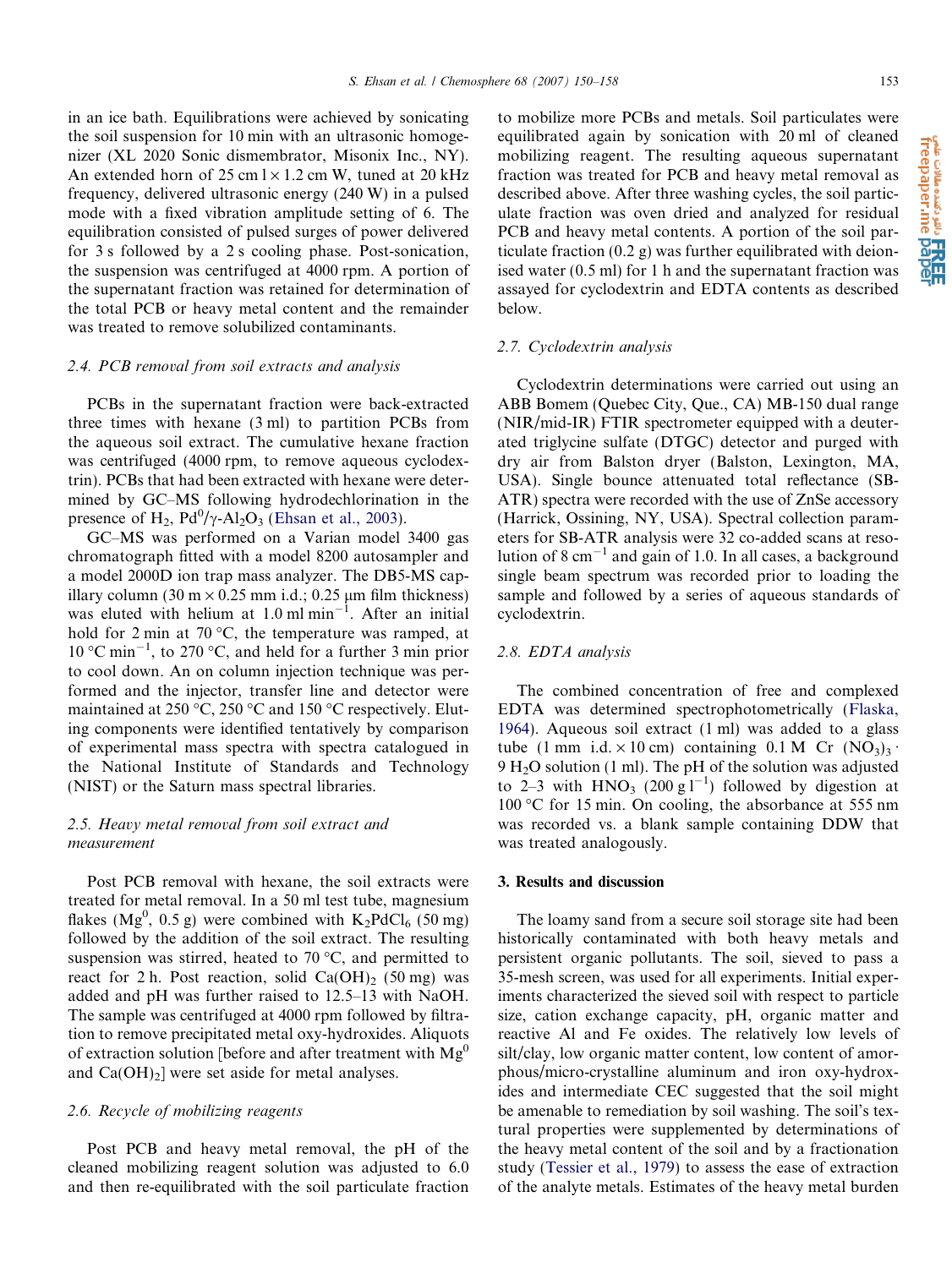in an ice bath. Equilibrations were achieved by sonicating the soil suspension for 10 min with an ultrasonic homogenizer (XL 2020 Sonic dismembrator, Misonix Inc., NY). An extended horn of 25 cm l × 1.2 cm W, tuned at 20 kHz frequency, delivered ultrasonic energy (240 W) in a pulsed mode with a fixed vibration amplitude setting of 6. The equilibration consisted of pulsed surges of power delivered for 3 s followed by a 2 s cooling phase. Post-sonication, the suspension was centrifuged at 4000 rpm. A portion of the supernatant fraction was retained for determination of the total PCB or heavy metal content and the remainder was treated to remove solubilized contaminants.

### 2.4. PCB removal from soil extracts and analysis

PCBs in the supernatant fraction were back-extracted three times with hexane (3 ml) to partition PCBs from the aqueous soil extract. The cumulative hexane fraction was centrifuged (4000 rpm, to remove aqueous cyclodextrin). PCBs that had been extracted with hexane were determined by GC–MS following hydrodechlorination in the presence of $H_2$, $Pd^0/\gamma\text{-}Al_2O_3$ (Ehsan et al., 2003).

GC–MS was performed on a Varian model 3400 gas chromatograph fitted with a model 8200 autosampler and a model 2000D ion trap mass analyzer. The DB5-MS capillary column (30 m × 0.25 mm i.d.; 0.25 μm film thickness) was eluted with helium at 1.0 ml min$^{-1}$. After an initial hold for 2 min at 70 °C, the temperature was ramped, at 10 °C min$^{-1}$, to 270 °C, and held for a further 3 min prior to cool down. An on column injection technique was performed and the injector, transfer line and detector were maintained at 250 °C, 250 °C and 150 °C respectively. Eluting components were identified tentatively by comparison of experimental mass spectra with spectra catalogued in the National Institute of Standards and Technology (NIST) or the Saturn mass spectral libraries.

### 2.5. Heavy metal removal from soil extract and measurement

Post PCB removal with hexane, the soil extracts were treated for metal removal. In a 50 ml test tube, magnesium flakes ($Mg^0$, 0.5 g) were combined with $K_2PdCl_6$ (50 mg) followed by the addition of the soil extract. The resulting suspension was stirred, heated to 70 °C, and permitted to react for 2 h. Post reaction, solid $Ca(OH)_2$ (50 mg) was added and pH was further raised to 12.5–13 with NaOH. The sample was centrifuged at 4000 rpm followed by filtration to remove precipitated metal oxy-hydroxides. Aliquots of extraction solution [before and after treatment with $Mg^0$ and $Ca(OH)_2$] were set aside for metal analyses.

### 2.6. Recycle of mobilizing reagents

Post PCB and heavy metal removal, the pH of the cleaned mobilizing reagent solution was adjusted to 6.0 and then re-equilibrated with the soil particulate fraction to mobilize more PCBs and metals. Soil particulates were equilibrated again by sonication with 20 ml of cleaned mobilizing reagent. The resulting aqueous supernatant fraction was treated for PCB and heavy metal removal as described above. After three washing cycles, the soil particulate fraction was oven dried and analyzed for residual PCB and heavy metal contents. A portion of the soil particulate fraction (0.2 g) was further equilibrated with deionised water (0.5 ml) for 1 h and the supernatant fraction was assayed for cyclodextrin and EDTA contents as described below.

### 2.7. Cyclodextrin analysis

Cyclodextrin determinations were carried out using an ABB Bomem (Quebec City, Que., CA) MB-150 dual range (NIR/mid-IR) FTIR spectrometer equipped with a deuterated triglycine sulfate (DTGC) detector and purged with dry air from Balston dryer (Balston, Lexington, MA, USA). Single bounce attenuated total reflectance (SB-ATR) spectra were recorded with the use of ZnSe accessory (Harrick, Ossining, NY, USA). Spectral collection parameters for SB-ATR analysis were 32 co-added scans at resolution of 8 cm$^{-1}$ and gain of 1.0. In all cases, a background single beam spectrum was recorded prior to loading the sample and followed by a series of aqueous standards of cyclodextrin.

### 2.8. EDTA analysis

The combined concentration of free and complexed EDTA was determined spectrophotometrically (Flaska, 1964). Aqueous soil extract (1 ml) was added to a glass tube (1 mm i.d. × 10 cm) containing 0.1 M $Cr(NO_3)_3 \cdot 9H_2O$ solution (1 ml). The pH of the solution was adjusted to 2–3 with $HNO_3$ (200 g l$^{-1}$) followed by digestion at 100 °C for 15 min. On cooling, the absorbance at 555 nm was recorded vs. a blank sample containing DDW that was treated analogously.

## 3. Results and discussion

The loamy sand from a secure soil storage site had been historically contaminated with both heavy metals and persistent organic pollutants. The soil, sieved to pass a 35-mesh screen, was used for all experiments. Initial experiments characterized the sieved soil with respect to particle size, cation exchange capacity, pH, organic matter and reactive Al and Fe oxides. The relatively low levels of silt/clay, low organic matter content, low content of amorphous/micro-crystalline aluminum and iron oxy-hydroxides and intermediate CEC suggested that the soil might be amenable to remediation by soil washing. The soil's textural properties were supplemented by determinations of the heavy metal content of the soil and by a fractionation study (Tessier et al., 1979) to assess the ease of extraction of the analyte metals. Estimates of the heavy metal burden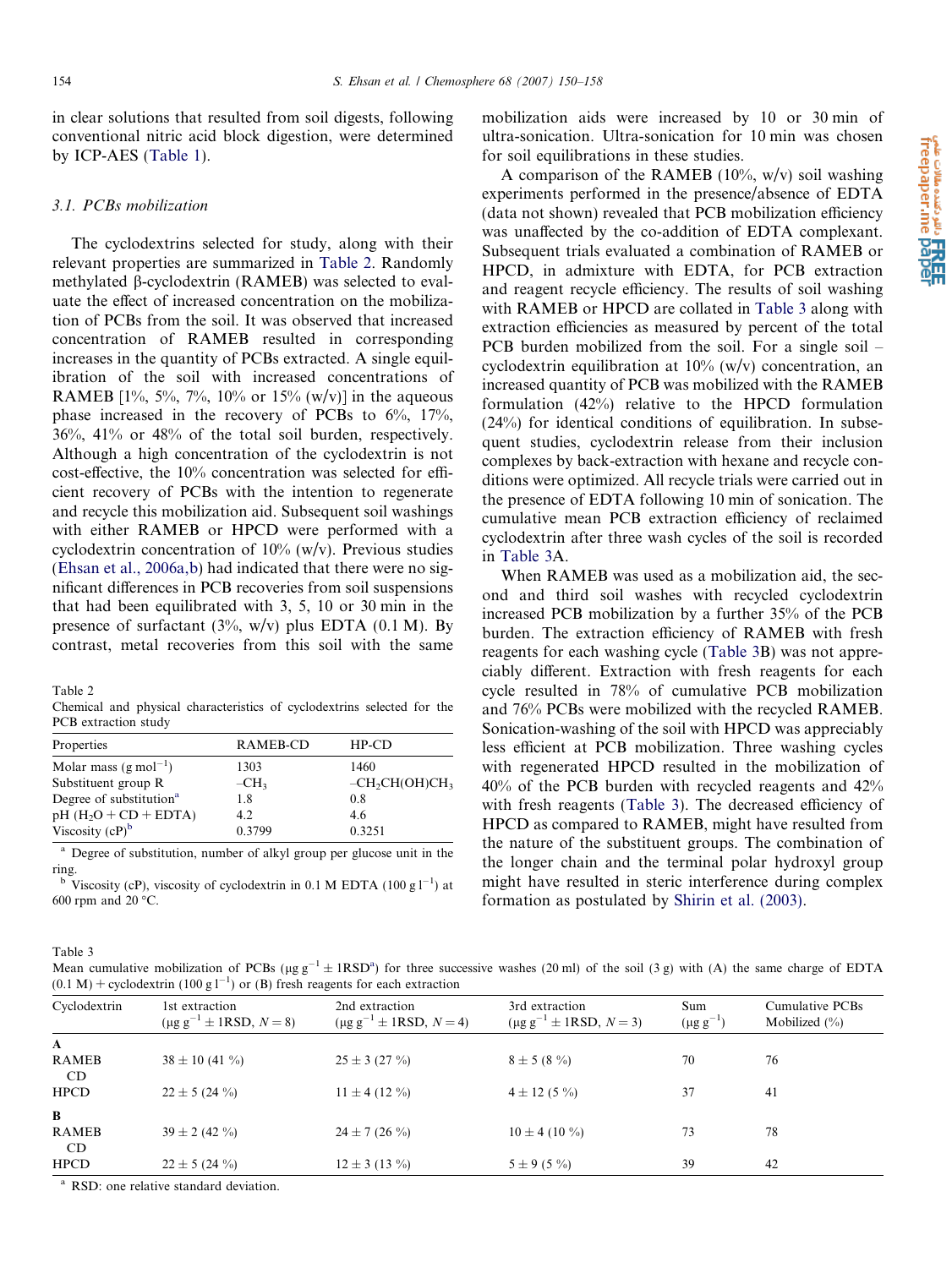in clear solutions that resulted from soil digests, following conventional nitric acid block digestion, were determined by ICP-AES (Table 1).

### 3.1. PCBs mobilization

The cyclodextrins selected for study, along with their relevant properties are summarized in Table 2. Randomly methylated β-cyclodextrin (RAMEB) was selected to evaluate the effect of increased concentration on the mobilization of PCBs from the soil. It was observed that increased concentration of RAMEB resulted in corresponding increases in the quantity of PCBs extracted. A single equilibration of the soil with increased concentrations of RAMEB [1%, 5%, 7%, 10% or 15% (w/v)] in the aqueous phase increased in the recovery of PCBs to 6%, 17%, 36%, 41% or 48% of the total soil burden, respectively. Although a high concentration of the cyclodextrin is not cost-effective, the 10% concentration was selected for efficient recovery of PCBs with the intention to regenerate and recycle this mobilization aid. Subsequent soil washings with either RAMEB or HPCD were performed with a cyclodextrin concentration of 10% (w/v). Previous studies (Ehsan et al., 2006a,b) had indicated that there were no significant differences in PCB recoveries from soil suspensions that had been equilibrated with 3, 5, 10 or 30 min in the presence of surfactant (3%, w/v) plus EDTA (0.1 M). By contrast, metal recoveries from this soil with the same mobilization aids were increased by 10 or 30 min of ultra-sonication. Ultra-sonication for 10 min was chosen for soil equilibrations in these studies.

Table 2
Chemical and physical characteristics of cyclodextrins selected for the PCB extraction study

| Properties | RAMEB-CD | HP-CD |
|---|---|---|
| Molar mass ($g\ mol^{-1}$) | 1303 | 1460 |
| Substituent group R | $-CH_3$ | $-CH_2CH(OH)CH_3$ |
| Degree of substitution[a] | 1.8 | 0.8 |
| pH ($H_2O$ + CD + EDTA) | 4.2 | 4.6 |
| Viscosity (cP)[b] | 0.3799 | 0.3251 |

[a] Degree of substitution, number of alkyl group per glucose unit in the ring.
[b] Viscosity (cP), viscosity of cyclodextrin in 0.1 M EDTA ($100\ g\ l^{-1}$) at 600 rpm and 20 °C.

A comparison of the RAMEB (10%, w/v) soil washing experiments performed in the presence/absence of EDTA (data not shown) revealed that PCB mobilization efficiency was unaffected by the co-addition of EDTA complexant. Subsequent trials evaluated a combination of RAMEB or HPCD, in admixture with EDTA, for PCB extraction and reagent recycle efficiency. The results of soil washing with RAMEB or HPCD are collated in Table 3 along with extraction efficiencies as measured by percent of the total PCB burden mobilized from the soil. For a single soil – cyclodextrin equilibration at 10% (w/v) concentration, an increased quantity of PCB was mobilized with the RAMEB formulation (42%) relative to the HPCD formulation (24%) for identical conditions of equilibration. In subsequent studies, cyclodextrin release from their inclusion complexes by back-extraction with hexane and recycle conditions were optimized. All recycle trials were carried out in the presence of EDTA following 10 min of sonication. The cumulative mean PCB extraction efficiency of reclaimed cyclodextrin after three wash cycles of the soil is recorded in Table 3A.

When RAMEB was used as a mobilization aid, the second and third soil washes with recycled cyclodextrin increased PCB mobilization by a further 35% of the PCB burden. The extraction efficiency of RAMEB with fresh reagents for each washing cycle (Table 3B) was not appreciably different. Extraction with fresh reagents for each cycle resulted in 78% of cumulative PCB mobilization and 76% PCBs were mobilized with the recycled RAMEB. Sonication-washing of the soil with HPCD was appreciably less efficient at PCB mobilization. Three washing cycles with regenerated HPCD resulted in the mobilization of 40% of the PCB burden with recycled reagents and 42% with fresh reagents (Table 3). The decreased efficiency of HPCD as compared to RAMEB, might have resulted from the nature of the substituent groups. The combination of the longer chain and the terminal polar hydroxyl group might have resulted in steric interference during complex formation as postulated by Shirin et al. (2003).

Table 3
Mean cumulative mobilization of PCBs ($\mu g\ g^{-1} \pm 1RSD$[a]) for three successive washes (20 ml) of the soil (3 g) with (A) the same charge of EDTA (0.1 M) + cyclodextrin ($100\ g\ l^{-1}$) or (B) fresh reagents for each extraction

| Cyclodextrin | 1st extraction ($\mu g\ g^{-1} \pm 1RSD$, $N = 8$) | 2nd extraction ($\mu g\ g^{-1} \pm 1RSD$, $N = 4$) | 3rd extraction ($\mu g\ g^{-1} \pm 1RSD$, $N = 3$) | Sum ($\mu g\ g^{-1}$) | Cumulative PCBs Mobilized (%) |
|---|---|---|---|---|---|
| **A** | | | | | |
| RAMEB CD | 38 ± 10 (41 %) | 25 ± 3 (27 %) | 8 ± 5 (8 %) | 70 | 76 |
| HPCD | 22 ± 5 (24 %) | 11 ± 4 (12 %) | 4 ± 12 (5 %) | 37 | 41 |
| **B** | | | | | |
| RAMEB CD | 39 ± 2 (42 %) | 24 ± 7 (26 %) | 10 ± 4 (10 %) | 73 | 78 |
| HPCD | 22 ± 5 (24 %) | 12 ± 3 (13 %) | 5 ± 9 (5 %) | 39 | 42 |

[a] RSD: one relative standard deviation.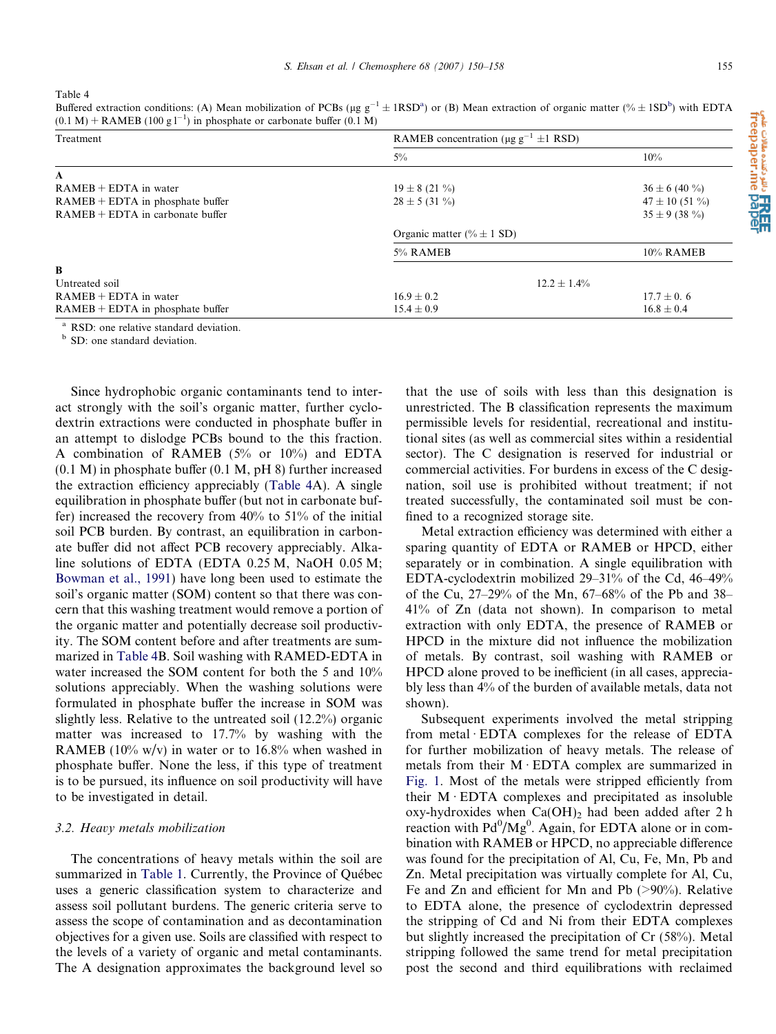Table 4
Buffered extraction conditions: (A) Mean mobilization of PCBs (μg $g^{-1}$ ± 1RSD[a]) or (B) Mean extraction of organic matter (% ± 1SD[b]) with EDTA (0.1 M) + RAMEB (100 g $l^{-1}$) in phosphate or carbonate buffer (0.1 M)

| Treatment | RAMEB concentration (μg $g^{-1}$ ±1 RSD) | |
|---|---|---|
| | 5% | 10% |
| **A** | | |
| RAMEB + EDTA in water | 19 ± 8 (21 %) | 36 ± 6 (40 %) |
| RAMEB + EDTA in phosphate buffer | 28 ± 5 (31 %) | 47 ± 10 (51 %) |
| RAMEB + EDTA in carbonate buffer | | 35 ± 9 (38 %) |
| | Organic matter (% ± 1 SD) | |
| | 5% RAMEB | 10% RAMEB |
| **B** | | |
| Untreated soil | 12.2 ± 1.4% | |
| RAMEB + EDTA in water | 16.9 ± 0.2 | 17.7 ± 0. 6 |
| RAMEB + EDTA in phosphate buffer | 15.4 ± 0.9 | 16.8 ± 0.4 |

[a] RSD: one relative standard deviation.
[b] SD: one standard deviation.

Since hydrophobic organic contaminants tend to interact strongly with the soil's organic matter, further cyclodextrin extractions were conducted in phosphate buffer in an attempt to dislodge PCBs bound to the this fraction. A combination of RAMEB (5% or 10%) and EDTA (0.1 M) in phosphate buffer (0.1 M, pH 8) further increased the extraction efficiency appreciably (Table 4A). A single equilibration in phosphate buffer (but not in carbonate buffer) increased the recovery from 40% to 51% of the initial soil PCB burden. By contrast, an equilibration in carbonate buffer did not affect PCB recovery appreciably. Alkaline solutions of EDTA (EDTA 0.25 M, NaOH 0.05 M; Bowman et al., 1991) have long been used to estimate the soil's organic matter (SOM) content so that there was concern that this washing treatment would remove a portion of the organic matter and potentially decrease soil productivity. The SOM content before and after treatments are summarized in Table 4B. Soil washing with RAMED-EDTA in water increased the SOM content for both the 5 and 10% solutions appreciably. When the washing solutions were formulated in phosphate buffer the increase in SOM was slightly less. Relative to the untreated soil (12.2%) organic matter was increased to 17.7% by washing with the RAMEB (10% w/v) in water or to 16.8% when washed in phosphate buffer. None the less, if this type of treatment is to be pursued, its influence on soil productivity will have to be investigated in detail.

### 3.2. Heavy metals mobilization

The concentrations of heavy metals within the soil are summarized in Table 1. Currently, the Province of Québec uses a generic classification system to characterize and assess soil pollutant burdens. The generic criteria serve to assess the scope of contamination and as decontamination objectives for a given use. Soils are classified with respect to the levels of a variety of organic and metal contaminants. The A designation approximates the background level so that the use of soils with less than this designation is unrestricted. The B classification represents the maximum permissible levels for residential, recreational and institutional sites (as well as commercial sites within a residential sector). The C designation is reserved for industrial or commercial activities. For burdens in excess of the C designation, soil use is prohibited without treatment; if not treated successfully, the contaminated soil must be confined to a recognized storage site.

Metal extraction efficiency was determined with either a sparing quantity of EDTA or RAMEB or HPCD, either separately or in combination. A single equilibration with EDTA-cyclodextrin mobilized 29–31% of the Cd, 46–49% of the Cu, 27–29% of the Mn, 67–68% of the Pb and 38–41% of Zn (data not shown). In comparison to metal extraction with only EDTA, the presence of RAMEB or HPCD in the mixture did not influence the mobilization of metals. By contrast, soil washing with RAMEB or HPCD alone proved to be inefficient (in all cases, appreciably less than 4% of the burden of available metals, data not shown).

Subsequent experiments involved the metal stripping from metal · EDTA complexes for the release of EDTA for further mobilization of heavy metals. The release of metals from their M · EDTA complex are summarized in Fig. 1. Most of the metals were stripped efficiently from their M · EDTA complexes and precipitated as insoluble oxy-hydroxides when $Ca(OH)_2$ had been added after 2 h reaction with $Pd^0/Mg^0$. Again, for EDTA alone or in combination with RAMEB or HPCD, no appreciable difference was found for the precipitation of Al, Cu, Fe, Mn, Pb and Zn. Metal precipitation was virtually complete for Al, Cu, Fe and Zn and efficient for Mn and Pb (>90%). Relative to EDTA alone, the presence of cyclodextrin depressed the stripping of Cd and Ni from their EDTA complexes but slightly increased the precipitation of Cr (58%). Metal stripping followed the same trend for metal precipitation post the second and third equilibrations with reclaimed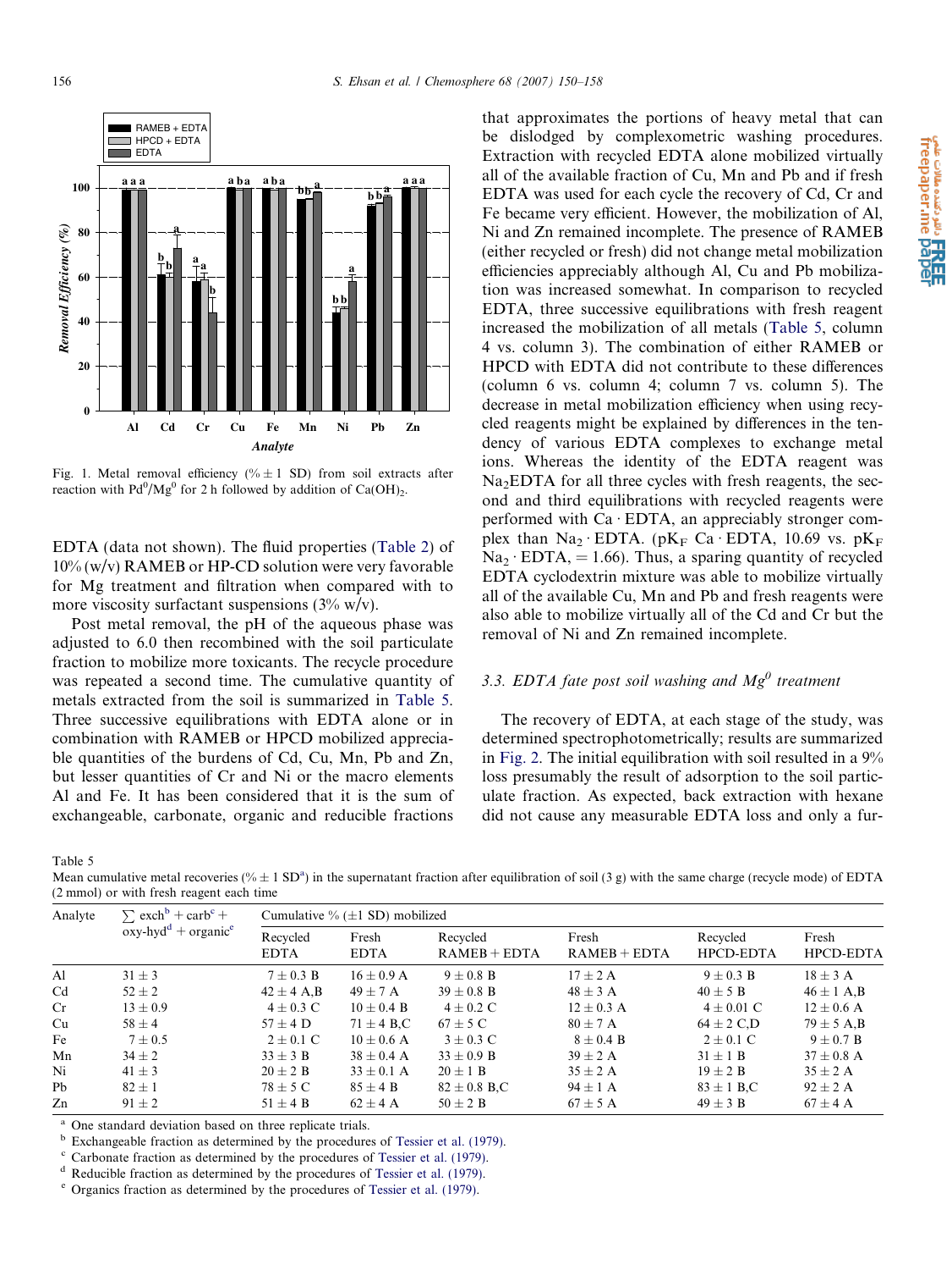Fig. 1. Metal removal efficiency (% ± 1 SD) from soil extracts after reaction with $Pd^0/Mg^0$ for 2 h followed by addition of $Ca(OH)_2$.

EDTA (data not shown). The fluid properties (Table 2) of 10% (w/v) RAMEB or HP-CD solution were very favorable for Mg treatment and filtration when compared with to more viscosity surfactant suspensions (3% w/v).

Post metal removal, the pH of the aqueous phase was adjusted to 6.0 then recombined with the soil particulate fraction to mobilize more toxicants. The recycle procedure was repeated a second time. The cumulative quantity of metals extracted from the soil is summarized in Table 5. Three successive equilibrations with EDTA alone or in combination with RAMEB or HPCD mobilized appreciable quantities of the burdens of Cd, Cu, Mn, Pb and Zn, but lesser quantities of Cr and Ni or the macro elements Al and Fe. It has been considered that it is the sum of exchangeable, carbonate, organic and reducible fractions that approximates the portions of heavy metal that can be dislodged by complexometric washing procedures. Extraction with recycled EDTA alone mobilized virtually all of the available fraction of Cu, Mn and Pb and if fresh EDTA was used for each cycle the recovery of Cd, Cr and Fe became very efficient. However, the mobilization of Al, Ni and Zn remained incomplete. The presence of RAMEB (either recycled or fresh) did not change metal mobilization efficiencies appreciably although Al, Cu and Pb mobilization was increased somewhat. In comparison to recycled EDTA, three successive equilibrations with fresh reagent increased the mobilization of all metals (Table 5, column 4 vs. column 3). The combination of either RAMEB or HPCD with EDTA did not contribute to these differences (column 6 vs. column 4; column 7 vs. column 5). The decrease in metal mobilization efficiency when using recycled reagents might be explained by differences in the tendency of various EDTA complexes to exchange metal ions. Whereas the identity of the EDTA reagent was $Na_2EDTA$ for all three cycles with fresh reagents, the second and third equilibrations with recycled reagents were performed with Ca · EDTA, an appreciably stronger complex than $Na_2$ · EDTA. ($pK_F$ Ca · EDTA, 10.69 vs. $pK_F$ $Na_2$ · EDTA, = 1.66). Thus, a sparing quantity of recycled EDTA cyclodextrin mixture was able to mobilize virtually all of the available Cu, Mn and Pb and fresh reagents were also able to mobilize virtually all of the Cd and Cr but the removal of Ni and Zn remained incomplete.

### 3.3. EDTA fate post soil washing and $Mg^0$ treatment

The recovery of EDTA, at each stage of the study, was determined spectrophotometrically; results are summarized in Fig. 2. The initial equilibration with soil resulted in a 9% loss presumably the result of adsorption to the soil particulate fraction. As expected, back extraction with hexane did not cause any measurable EDTA loss and only a fur-

Table 5
Mean cumulative metal recoveries (% ± 1 SD[a]) in the supernatant fraction after equilibration of soil (3 g) with the same charge (recycle mode) of EDTA (2 mmol) or with fresh reagent each time

| Analyte | ∑ exch[b] + carb[c] + oxy-hyd[d] + organic[e] | Cumulative % (±1 SD) mobilized | | | | | |
|---|---|---|---|---|---|---|---|
| | | Recycled EDTA | Fresh EDTA | Recycled RAMEB + EDTA | Fresh RAMEB + EDTA | Recycled HPCD-EDTA | Fresh HPCD-EDTA |
| Al | 31 ± 3 | 7 ± 0.3 B | 16 ± 0.9 A | 9 ± 0.8 B | 17 ± 2 A | 9 ± 0.3 B | 18 ± 3 A |
| Cd | 52 ± 2 | 42 ± 4 A,B | 49 ± 7 A | 39 ± 0.8 B | 48 ± 3 A | 40 ± 5 B | 46 ± 1 A,B |
| Cr | 13 ± 0.9 | 4 ± 0.3 C | 10 ± 0.4 B | 4 ± 0.2 C | 12 ± 0.3 A | 4 ± 0.01 C | 12 ± 0.6 A |
| Cu | 58 ± 4 | 57 ± 4 D | 71 ± 4 B,C | 67 ± 5 C | 80 ± 7 A | 64 ± 2 C,D | 79 ± 5 A,B |
| Fe | 7 ± 0.5 | 2 ± 0.1 C | 10 ± 0.6 A | 3 ± 0.3 C | 8 ± 0.4 B | 2 ± 0.1 C | 9 ± 0.7 B |
| Mn | 34 ± 2 | 33 ± 3 B | 38 ± 0.4 A | 33 ± 0.9 B | 39 ± 2 A | 31 ± 1 B | 37 ± 0.8 A |
| Ni | 41 ± 3 | 20 ± 2 B | 33 ± 0.1 A | 20 ± 1 B | 35 ± 2 A | 19 ± 2 B | 35 ± 2 A |
| Pb | 82 ± 1 | 78 ± 5 C | 85 ± 4 B | 82 ± 0.8 B,C | 94 ± 1 A | 83 ± 1 B,C | 92 ± 2 A |
| Zn | 91 ± 2 | 51 ± 4 B | 62 ± 4 A | 50 ± 2 B | 67 ± 5 A | 49 ± 3 B | 67 ± 4 A |

[a] One standard deviation based on three replicate trials.
[b] Exchangeable fraction as determined by the procedures of Tessier et al. (1979).
[c] Carbonate fraction as determined by the procedures of Tessier et al. (1979).
[d] Reducible fraction as determined by the procedures of Tessier et al. (1979).
[e] Organics fraction as determined by the procedures of Tessier et al. (1979).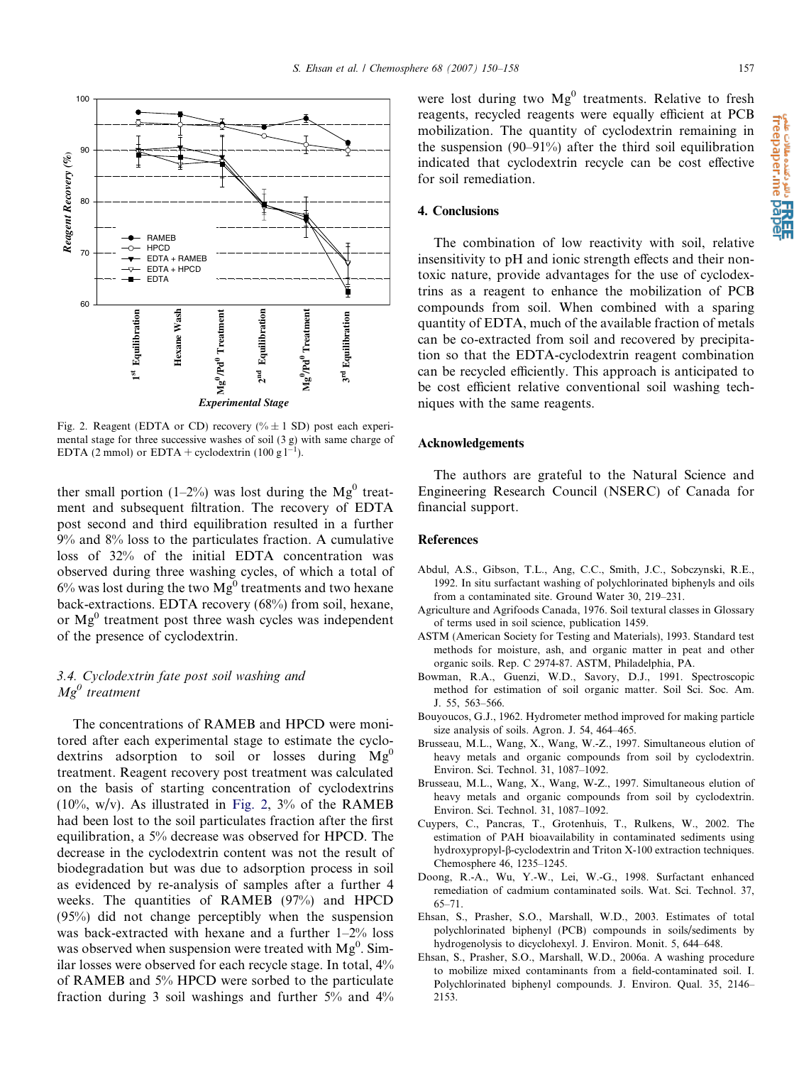Fig. 2. Reagent (EDTA or CD) recovery (% ± 1 SD) post each experimental stage for three successive washes of soil (3 g) with same charge of EDTA (2 mmol) or EDTA + cyclodextrin (100 g $l^{-1}$).

ther small portion (1–2%) was lost during the $Mg^0$ treatment and subsequent filtration. The recovery of EDTA post second and third equilibration resulted in a further 9% and 8% loss to the particulates fraction. A cumulative loss of 32% of the initial EDTA concentration was observed during three washing cycles, of which a total of 6% was lost during the two $Mg^0$ treatments and two hexane back-extractions. EDTA recovery (68%) from soil, hexane, or $Mg^0$ treatment post three wash cycles was independent of the presence of cyclodextrin.

### 3.4. Cyclodextrin fate post soil washing and $Mg^0$ treatment

The concentrations of RAMEB and HPCD were monitored after each experimental stage to estimate the cyclodextrins adsorption to soil or losses during $Mg^0$ treatment. Reagent recovery post treatment was calculated on the basis of starting concentration of cyclodextrins (10%, w/v). As illustrated in Fig. 2, 3% of the RAMEB had been lost to the soil particulates fraction after the first equilibration, a 5% decrease was observed for HPCD. The decrease in the cyclodextrin content was not the result of biodegradation but was due to adsorption process in soil as evidenced by re-analysis of samples after a further 4 weeks. The quantities of RAMEB (97%) and HPCD (95%) did not change perceptibly when the suspension was back-extracted with hexane and a further 1–2% loss was observed when suspension were treated with $Mg^0$. Similar losses were observed for each recycle stage. In total, 4% of RAMEB and 5% HPCD were sorbed to the particulate fraction during 3 soil washings and further 5% and 4% were lost during two $Mg^0$ treatments. Relative to fresh reagents, recycled reagents were equally efficient at PCB mobilization. The quantity of cyclodextrin remaining in the suspension (90–91%) after the third soil equilibration indicated that cyclodextrin recycle can be cost effective for soil remediation.

## 4. Conclusions

The combination of low reactivity with soil, relative insensitivity to pH and ionic strength effects and their non-toxic nature, provide advantages for the use of cyclodextrins as a reagent to enhance the mobilization of PCB compounds from soil. When combined with a sparing quantity of EDTA, much of the available fraction of metals can be co-extracted from soil and recovered by precipitation so that the EDTA-cyclodextrin reagent combination can be recycled efficiently. This approach is anticipated to be cost efficient relative conventional soil washing techniques with the same reagents.

## Acknowledgements

The authors are grateful to the Natural Science and Engineering Research Council (NSERC) of Canada for financial support.

## References

- Abdul, A.S., Gibson, T.L., Ang, C.C., Smith, J.C., Sobczynski, R.E., 1992. In situ surfactant washing of polychlorinated biphenyls and oils from a contaminated site. Ground Water 30, 219–231.
- Agriculture and Agrifoods Canada, 1976. Soil textural classes in Glossary of terms used in soil science, publication 1459.
- ASTM (American Society for Testing and Materials), 1993. Standard test methods for moisture, ash, and organic matter in peat and other organic soils. Rep. C 2974-87. ASTM, Philadelphia, PA.
- Bowman, R.A., Guenzi, W.D., Savory, D.J., 1991. Spectroscopic method for estimation of soil organic matter. Soil Sci. Soc. Am. J. 55, 563–566.
- Bouyoucos, G.J., 1962. Hydrometer method improved for making particle size analysis of soils. Agron. J. 54, 464–465.
- Brusseau, M.L., Wang, X., Wang, W.-Z., 1997. Simultaneous elution of heavy metals and organic compounds from soil by cyclodextrin. Environ. Sci. Technol. 31, 1087–1092.
- Brusseau, M.L., Wang, X., Wang, W-Z., 1997. Simultaneous elution of heavy metals and organic compounds from soil by cyclodextrin. Environ. Sci. Technol. 31, 1087–1092.
- Cuypers, C., Pancras, T., Grotenhuis, T., Rulkens, W., 2002. The estimation of PAH bioavailability in contaminated sediments using hydroxypropyl-β-cyclodextrin and Triton X-100 extraction techniques. Chemosphere 46, 1235–1245.
- Doong, R.-A., Wu, Y.-W., Lei, W.-G., 1998. Surfactant enhanced remediation of cadmium contaminated soils. Wat. Sci. Technol. 37, 65–71.
- Ehsan, S., Prasher, S.O., Marshall, W.D., 2003. Estimates of total polychlorinated biphenyl (PCB) compounds in soils/sediments by hydrogenolysis to dicyclohexyl. J. Environ. Monit. 5, 644–648.
- Ehsan, S., Prasher, S.O., Marshall, W.D., 2006a. A washing procedure to mobilize mixed contaminants from a field-contaminated soil. I. Polychlorinated biphenyl compounds. J. Environ. Qual. 35, 2146–2153.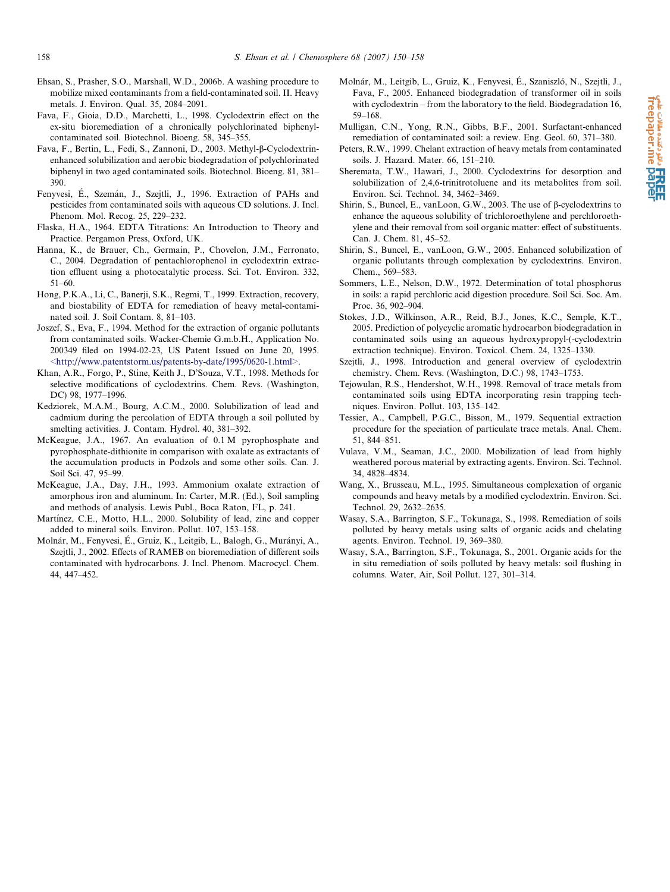Ehsan, S., Prasher, S.O., Marshall, W.D., 2006b. A washing procedure to mobilize mixed contaminants from a field-contaminated soil. II. Heavy metals. J. Environ. Qual. 35, 2084–2091.

Fava, F., Gioia, D.D., Marchetti, L., 1998. Cyclodextrin effect on the ex-situ bioremediation of a chronically polychlorinated biphenyl-contaminated soil. Biotechnol. Bioeng. 58, 345–355.

Fava, F., Bertin, L., Fedi, S., Zannoni, D., 2003. Methyl-β-Cyclodextrin-enhanced solubilization and aerobic biodegradation of polychlorinated biphenyl in two aged contaminated soils. Biotechnol. Bioeng. 81, 381–390.

Fenyvesi, É., Szemán, J., Szejtli, J., 1996. Extraction of PAHs and pesticides from contaminated soils with aqueous CD solutions. J. Incl. Phenom. Mol. Recog. 25, 229–232.

Flaska, H.A., 1964. EDTA Titrations: An Introduction to Theory and Practice. Pergamon Press, Oxford, UK.

Hanna, K., de Brauer, Ch., Germain, P., Chovelon, J.M., Ferronato, C., 2004. Degradation of pentachlorophenol in cyclodextrin extraction effluent using a photocatalytic process. Sci. Tot. Environ. 332, 51–60.

Hong, P.K.A., Li, C., Banerji, S.K., Regmi, T., 1999. Extraction, recovery, and biostability of EDTA for remediation of heavy metal-contaminated soil. J. Soil Contam. 8, 81–103.

Joszef, S., Eva, F., 1994. Method for the extraction of organic pollutants from contaminated soils. Wacker-Chemie G.m.b.H., Application No. 200349 filed on 1994-02-23, US Patent Issued on June 20, 1995. <http://www.patentstorm.us/patents-by-date/1995/0620-1.html>.

Khan, A.R., Forgo, P., Stine, Keith J., D'Souza, V.T., 1998. Methods for selective modifications of cyclodextrins. Chem. Revs. (Washington, DC) 98, 1977–1996.

Kedziorek, M.A.M., Bourg, A.C.M., 2000. Solubilization of lead and cadmium during the percolation of EDTA through a soil polluted by smelting activities. J. Contam. Hydrol. 40, 381–392.

McKeague, J.A., 1967. An evaluation of 0.1 M pyrophosphate and pyrophosphate-dithionite in comparison with oxalate as extractants of the accumulation products in Podzols and some other soils. Can. J. Soil Sci. 47, 95–99.

McKeague, J.A., Day, J.H., 1993. Ammonium oxalate extraction of amorphous iron and aluminum. In: Carter, M.R. (Ed.), Soil sampling and methods of analysis. Lewis Publ., Boca Raton, FL, p. 241.

Martínez, C.E., Motto, H.L., 2000. Solubility of lead, zinc and copper added to mineral soils. Environ. Pollut. 107, 153–158.

Molnár, M., Fenyvesi, É., Gruiz, K., Leitgib, L., Balogh, G., Murányi, A., Szejtli, J., 2002. Effects of RAMEB on bioremediation of different soils contaminated with hydrocarbons. J. Incl. Phenom. Macrocycl. Chem. 44, 447–452.

Molnár, M., Leitgib, L., Gruiz, K., Fenyvesi, É., Szaniszló, N., Szejtli, J., Fava, F., 2005. Enhanced biodegradation of transformer oil in soils with cyclodextrin – from the laboratory to the field. Biodegradation 16, 59–168.

Mulligan, C.N., Yong, R.N., Gibbs, B.F., 2001. Surfactant-enhanced remediation of contaminated soil: a review. Eng. Geol. 60, 371–380.

Peters, R.W., 1999. Chelant extraction of heavy metals from contaminated soils. J. Hazard. Mater. 66, 151–210.

Sheremata, T.W., Hawari, J., 2000. Cyclodextrins for desorption and solubilization of 2,4,6-trinitrotoluene and its metabolites from soil. Environ. Sci. Technol. 34, 3462–3469.

Shirin, S., Buncel, E., vanLoon, G.W., 2003. The use of β-cyclodextrins to enhance the aqueous solubility of trichloroethylene and perchloroethylene and their removal from soil organic matter: effect of substituents. Can. J. Chem. 81, 45–52.

Shirin, S., Buncel, E., vanLoon, G.W., 2005. Enhanced solubilization of organic pollutants through complexation by cyclodextrins. Environ. Chem., 569–583.

Sommers, L.E., Nelson, D.W., 1972. Determination of total phosphorus in soils: a rapid perchloric acid digestion procedure. Soil Sci. Soc. Am. Proc. 36, 902–904.

Stokes, J.D., Wilkinson, A.R., Reid, B.J., Jones, K.C., Semple, K.T., 2005. Prediction of polycyclic aromatic hydrocarbon biodegradation in contaminated soils using an aqueous hydroxypropyl-(-cyclodextrin extraction technique). Environ. Toxicol. Chem. 24, 1325–1330.

Szejtli, J., 1998. Introduction and general overview of cyclodextrin chemistry. Chem. Revs. (Washington, D.C.) 98, 1743–1753.

Tejowulan, R.S., Hendershot, W.H., 1998. Removal of trace metals from contaminated soils using EDTA incorporating resin trapping techniques. Environ. Pollut. 103, 135–142.

Tessier, A., Campbell, P.G.C., Bisson, M., 1979. Sequential extraction procedure for the speciation of particulate trace metals. Anal. Chem. 51, 844–851.

Vulava, V.M., Seaman, J.C., 2000. Mobilization of lead from highly weathered porous material by extracting agents. Environ. Sci. Technol. 34, 4828–4834.

Wang, X., Brusseau, M.L., 1995. Simultaneous complexation of organic compounds and heavy metals by a modified cyclodextrin. Environ. Sci. Technol. 29, 2632–2635.

Wasay, S.A., Barrington, S.F., Tokunaga, S., 1998. Remediation of soils polluted by heavy metals using salts of organic acids and chelating agents. Environ. Technol. 19, 369–380.

Wasay, S.A., Barrington, S.F., Tokunaga, S., 2001. Organic acids for the in situ remediation of soils polluted by heavy metals: soil flushing in columns. Water, Air, Soil Pollut. 127, 301–314.